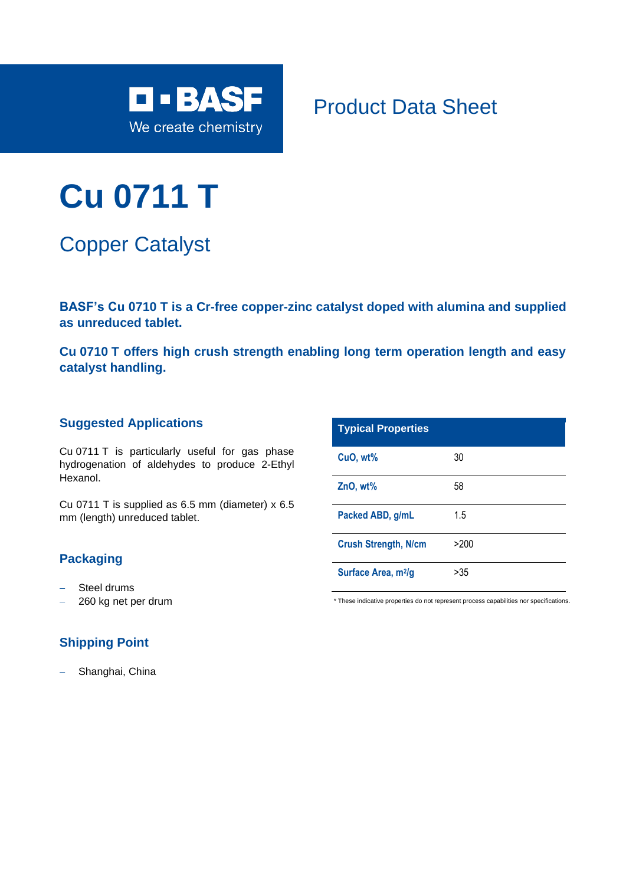Product Data Sheet

# Cu 0711 T

## Copper Catalyst

**BASF's Cu 0710 T is a Cr-free copper-zinc catalyst doped with alumina and supplied as unreduced tablet.**

**Cu 0710 T offers high crush strength enabling long term operation length and easy catalyst handling.**

### Suggested Applications

Cu 0711 T is particularly useful for gas phase hydrogenation of aldehydes to produce 2-Ethyl Hexanol.

Cu 0711 T is supplied as 6.5 mm (diameter) x 6.5 mm (length) unreduced tablet.

### Packaging

- Steel drums
- 260 kg net per drum

### Shipping Point

- Shanghai, China

| Typical Properties | |
|---|---|
| CuO, wt% | 30 |
| ZnO, wt% | 58 |
| Packed ABD, g/mL | 1.5 |
| Crush Strength, N/cm | >200 |
| Surface Area, $m^2/g$ | >35 |

* These indicative properties do not represent process capabilities nor specifications.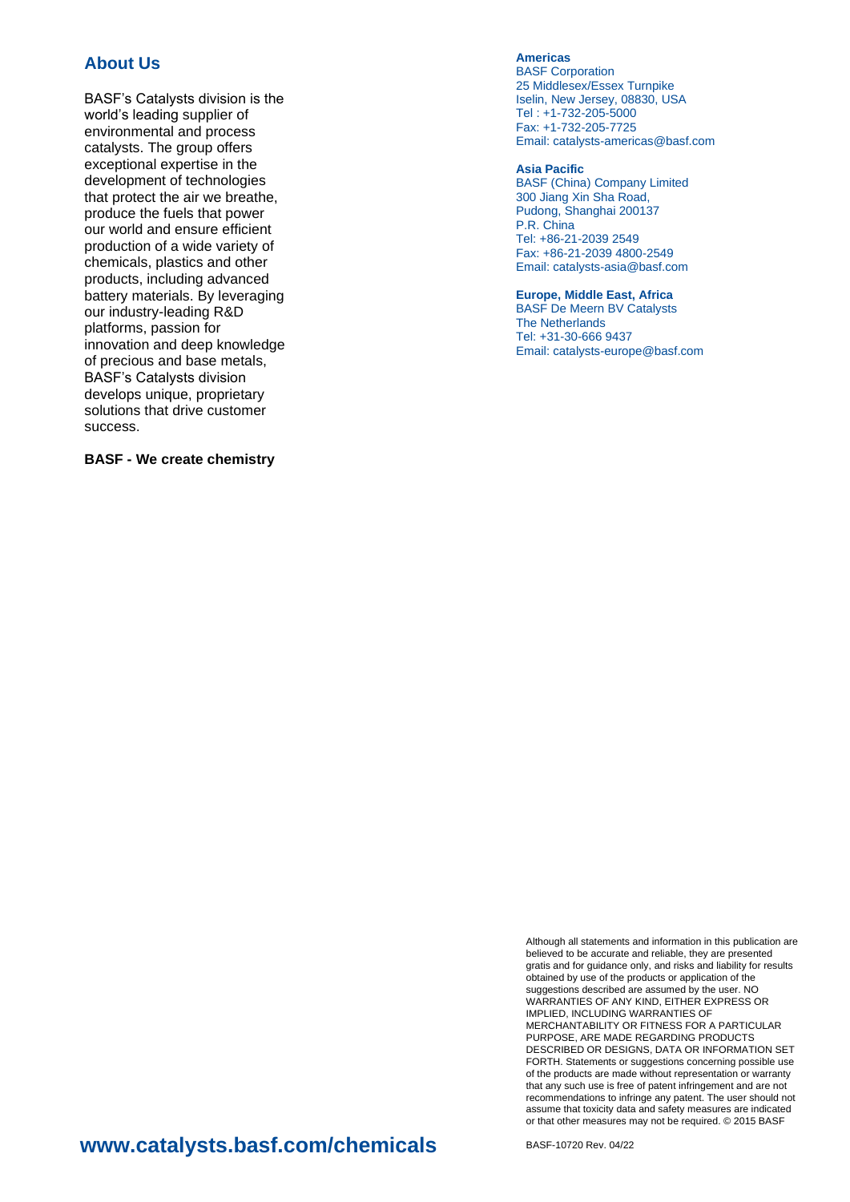## About Us

BASF's Catalysts division is the world's leading supplier of environmental and process catalysts. The group offers exceptional expertise in the development of technologies that protect the air we breathe, produce the fuels that power our world and ensure efficient production of a wide variety of chemicals, plastics and other products, including advanced battery materials. By leveraging our industry-leading R&D platforms, passion for innovation and deep knowledge of precious and base metals, BASF's Catalysts division develops unique, proprietary solutions that drive customer success.

**BASF - We create chemistry**

**Americas**
BASF Corporation
25 Middlesex/Essex Turnpike
Iselin, New Jersey, 08830, USA
Tel : +1-732-205-5000
Fax: +1-732-205-7725
Email: catalysts-americas@basf.com

**Asia Pacific**
BASF (China) Company Limited
300 Jiang Xin Sha Road,
Pudong, Shanghai 200137
P.R. China
Tel: +86-21-2039 2549
Fax: +86-21-2039 4800-2549
Email: catalysts-asia@basf.com

**Europe, Middle East, Africa**
BASF De Meern BV Catalysts
The Netherlands
Tel: +31-30-666 9437
Email: catalysts-europe@basf.com

Although all statements and information in this publication are believed to be accurate and reliable, they are presented gratis and for guidance only, and risks and liability for results obtained by use of the products or application of the suggestions described are assumed by the user. NO WARRANTIES OF ANY KIND, EITHER EXPRESS OR IMPLIED, INCLUDING WARRANTIES OF MERCHANTABILITY OR FITNESS FOR A PARTICULAR PURPOSE, ARE MADE REGARDING PRODUCTS DESCRIBED OR DESIGNS, DATA OR INFORMATION SET FORTH. Statements or suggestions concerning possible use of the products are made without representation or warranty that any such use is free of patent infringement and are not recommendations to infringe any patent. The user should not assume that toxicity data and safety measures are indicated or that other measures may not be required. © 2015 BASF

**www.catalysts.basf.com/chemicals**

BASF-10720 Rev. 04/22